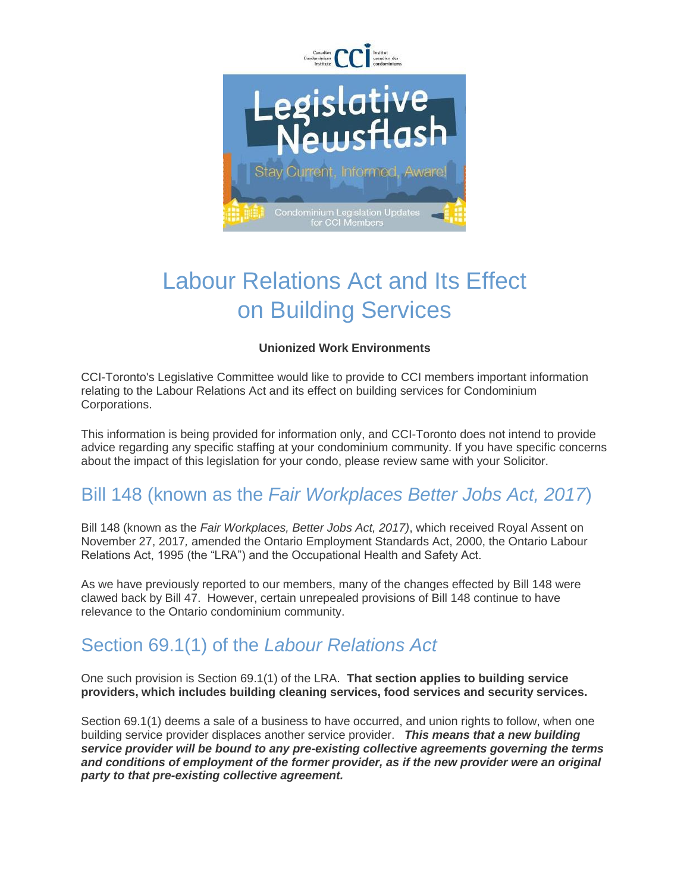# Labour Relations Act and Its Effect on Building Services

**Unionized Work Environments**

CCI-Toronto's Legislative Committee would like to provide to CCI members important information relating to the Labour Relations Act and its effect on building services for Condominium Corporations.

This information is being provided for information only, and CCI-Toronto does not intend to provide advice regarding any specific staffing at your condominium community. If you have specific concerns about the impact of this legislation for your condo, please review same with your Solicitor.

## Bill 148 (known as the *Fair Workplaces Better Jobs Act, 2017*)

Bill 148 (known as the *Fair Workplaces, Better Jobs Act, 2017)*, which received Royal Assent on November 27, 2017*,* amended the Ontario Employment Standards Act, 2000, the Ontario Labour Relations Act, 1995 (the "LRA") and the Occupational Health and Safety Act.

As we have previously reported to our members, many of the changes effected by Bill 148 were clawed back by Bill 47. However, certain unrepealed provisions of Bill 148 continue to have relevance to the Ontario condominium community.

## Section 69.1(1) of the *Labour Relations Act*

One such provision is Section 69.1(1) of the LRA. **That section applies to building service providers, which includes building cleaning services, food services and security services.**

Section 69.1(1) deems a sale of a business to have occurred, and union rights to follow, when one building service provider displaces another service provider. ***This means that a new building service provider will be bound to any pre-existing collective agreements governing the terms and conditions of employment of the former provider, as if the new provider were an original party to that pre-existing collective agreement.***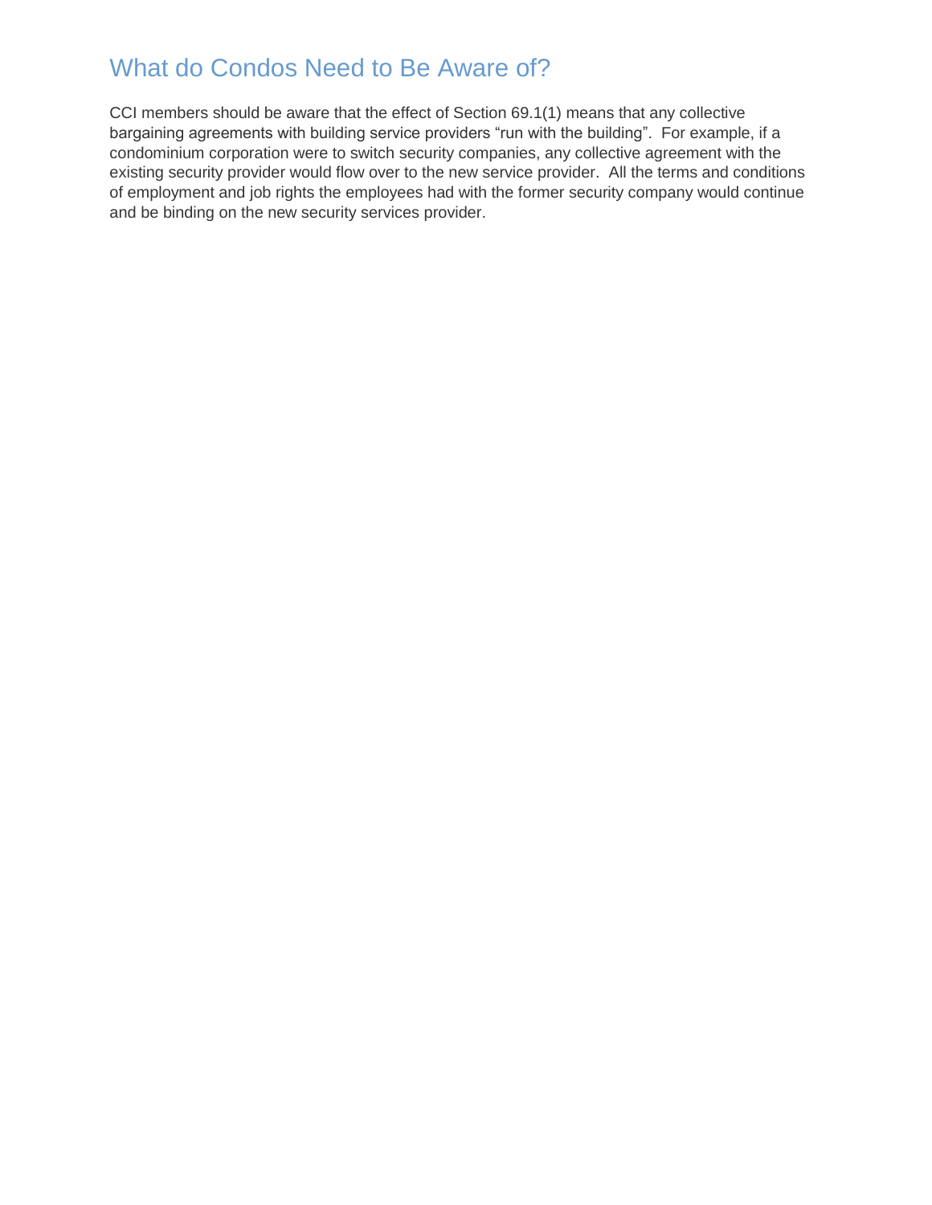## What do Condos Need to Be Aware of?

CCI members should be aware that the effect of Section 69.1(1) means that any collective bargaining agreements with building service providers "run with the building". For example, if a condominium corporation were to switch security companies, any collective agreement with the existing security provider would flow over to the new service provider. All the terms and conditions of employment and job rights the employees had with the former security company would continue and be binding on the new security services provider.